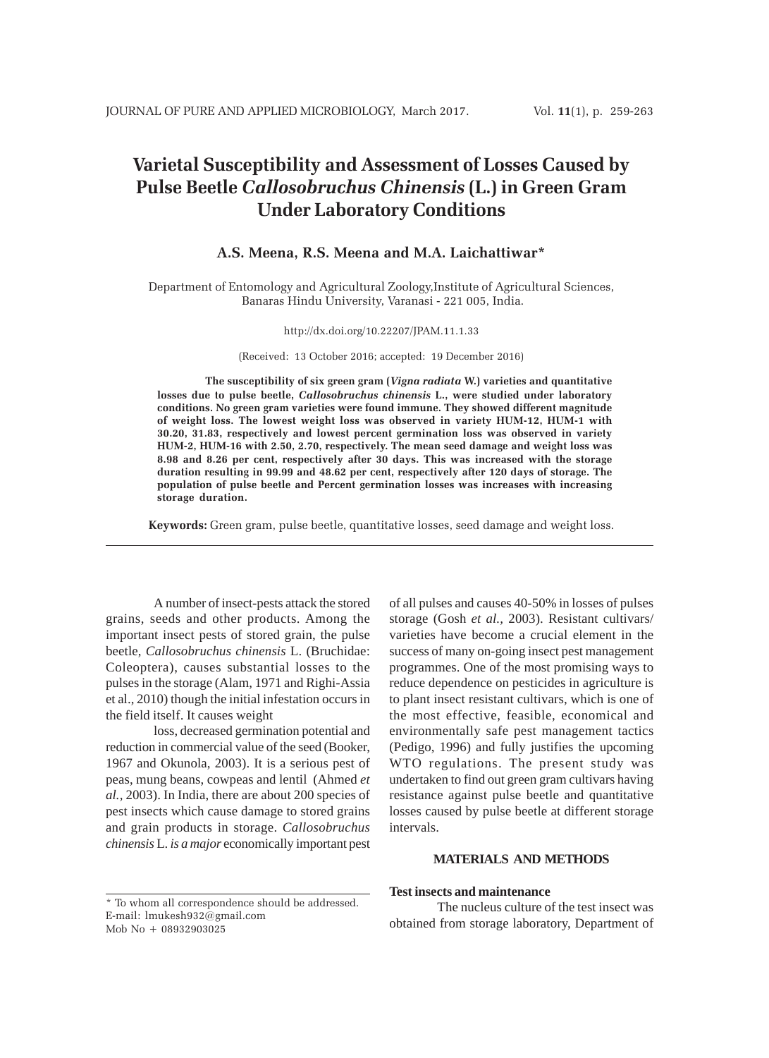# Varietal Susceptibility and Assessment of Losses Caused by Pulse Beetle *Callosobruchus Chinensis* (L.) in Green Gram Under Laboratory Conditions

**A.S. Meena, R.S. Meena and M.A. Laichattiwar***

Department of Entomology and Agricultural Zoology,Institute of Agricultural Sciences, Banaras Hindu University, Varanasi - 221 005, India.

http://dx.doi.org/10.22207/JPAM.11.1.33

(Received: 13 October 2016; accepted: 19 December 2016)

**The susceptibility of six green gram (*Vigna radiata* W.) varieties and quantitative losses due to pulse beetle, *Callosobruchus chinensis* L., were studied under laboratory conditions. No green gram varieties were found immune. They showed different magnitude of weight loss. The lowest weight loss was observed in variety HUM-12, HUM-1 with 30.20, 31.83, respectively and lowest percent germination loss was observed in variety HUM-2, HUM-16 with 2.50, 2.70, respectively. The mean seed damage and weight loss was 8.98 and 8.26 per cent, respectively after 30 days. This was increased with the storage duration resulting in 99.99 and 48.62 per cent, respectively after 120 days of storage. The population of pulse beetle and Percent germination losses was increases with increasing storage duration.**

**Keywords:** Green gram, pulse beetle, quantitative losses, seed damage and weight loss.

---

A number of insect-pests attack the stored grains, seeds and other products. Among the important insect pests of stored grain, the pulse beetle, *Callosobruchus chinensis* L. (Bruchidae: Coleoptera), causes substantial losses to the pulses in the storage (Alam, 1971 and Righi-Assia et al., 2010) though the initial infestation occurs in the field itself. It causes weight

loss, decreased germination potential and reduction in commercial value of the seed (Booker, 1967 and Okunola, 2003). It is a serious pest of peas, mung beans, cowpeas and lentil (Ahmed *et al.,* 2003). In India, there are about 200 species of pest insects which cause damage to stored grains and grain products in storage. *Callosobruchus chinensis* L. *is a major* economically important pest of all pulses and causes 40-50% in losses of pulses storage (Gosh *et al.,* 2003). Resistant cultivars/ varieties have become a crucial element in the success of many on-going insect pest management programmes. One of the most promising ways to reduce dependence on pesticides in agriculture is to plant insect resistant cultivars, which is one of the most effective, feasible, economical and environmentally safe pest management tactics (Pedigo, 1996) and fully justifies the upcoming WTO regulations. The present study was undertaken to find out green gram cultivars having resistance against pulse beetle and quantitative losses caused by pulse beetle at different storage intervals.

## MATERIALS AND METHODS

### Test insects and maintenance

The nucleus culture of the test insect was obtained from storage laboratory, Department of

---

* To whom all correspondence should be addressed.
E-mail: lmukesh932@gmail.com
Mob No + 08932903025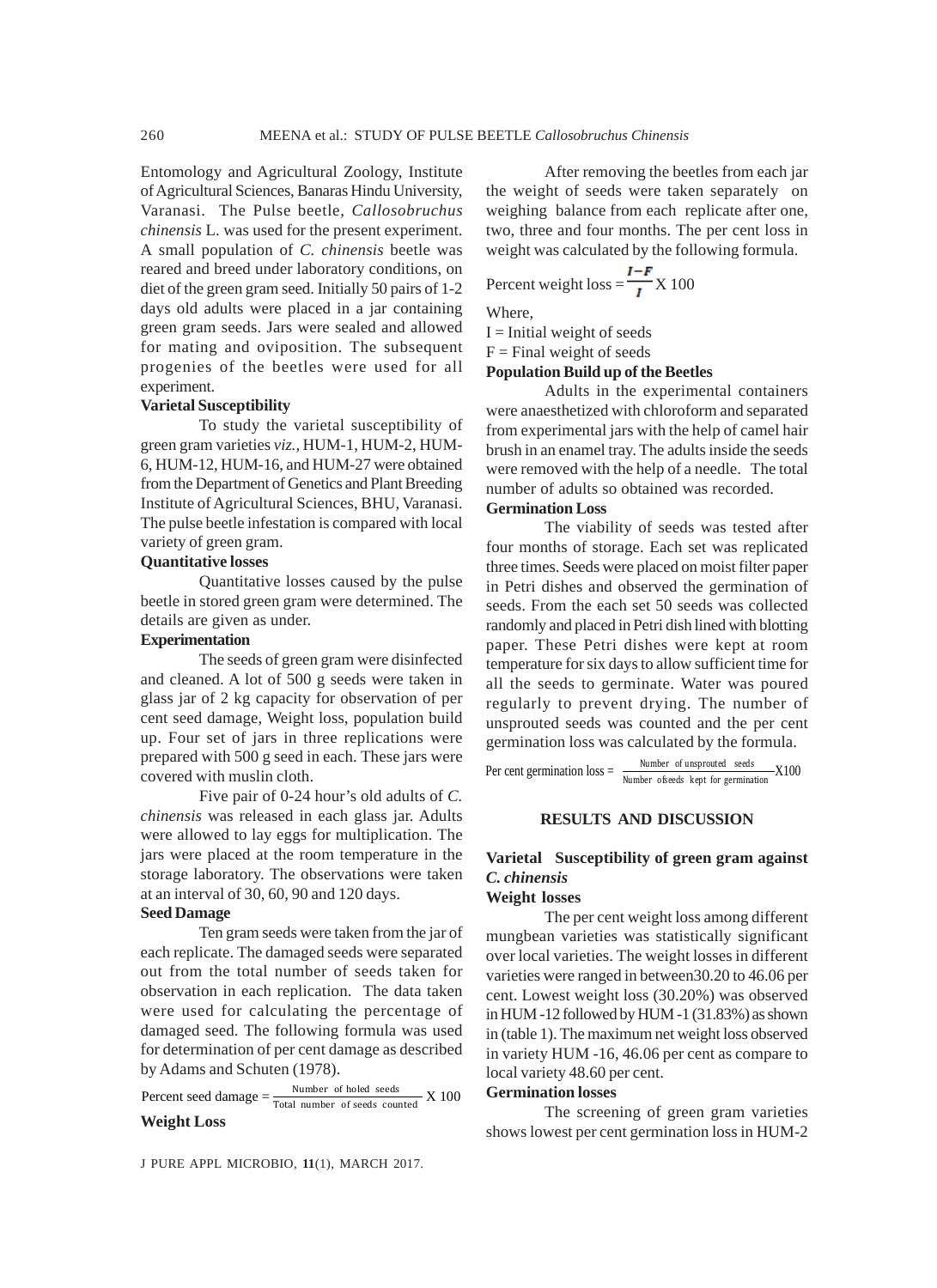Entomology and Agricultural Zoology, Institute of Agricultural Sciences, Banaras Hindu University, Varanasi. The Pulse beetle, *Callosobruchus chinensis* L. was used for the present experiment. A small population of *C. chinensis* beetle was reared and breed under laboratory conditions, on diet of the green gram seed. Initially 50 pairs of 1-2 days old adults were placed in a jar containing green gram seeds. Jars were sealed and allowed for mating and oviposition. The subsequent progenies of the beetles were used for all experiment.

**Varietal Susceptibility**

To study the varietal susceptibility of green gram varieties *viz.,* HUM-1, HUM-2, HUM-6, HUM-12, HUM-16, and HUM-27 were obtained from the Department of Genetics and Plant Breeding Institute of Agricultural Sciences, BHU, Varanasi. The pulse beetle infestation is compared with local variety of green gram.

**Quantitative losses**

Quantitative losses caused by the pulse beetle in stored green gram were determined. The details are given as under.

**Experimentation**

The seeds of green gram were disinfected and cleaned. A lot of 500 g seeds were taken in glass jar of 2 kg capacity for observation of per cent seed damage, Weight loss, population build up. Four set of jars in three replications were prepared with 500 g seed in each. These jars were covered with muslin cloth.

Five pair of 0-24 hour's old adults of *C. chinensis* was released in each glass jar. Adults were allowed to lay eggs for multiplication. The jars were placed at the room temperature in the storage laboratory. The observations were taken at an interval of 30, 60, 90 and 120 days.

**Seed Damage**

Ten gram seeds were taken from the jar of each replicate. The damaged seeds were separated out from the total number of seeds taken for observation in each replication. The data taken were used for calculating the percentage of damaged seed. The following formula was used for determination of per cent damage as described by Adams and Schuten (1978).

$$\text{Percent seed damage} = \frac{\text{Number of holed seeds}}{\text{Total number of seeds counted}} \times 100$$

**Weight Loss**

After removing the beetles from each jar the weight of seeds were taken separately on weighing balance from each replicate after one, two, three and four months. The per cent loss in weight was calculated by the following formula.

$$\text{Percent weight loss} = \frac{I-F}{I} \times 100$$

Where,

I = Initial weight of seeds

F = Final weight of seeds

**Population Build up of the Beetles**

Adults in the experimental containers were anaesthetized with chloroform and separated from experimental jars with the help of camel hair brush in an enamel tray. The adults inside the seeds were removed with the help of a needle. The total number of adults so obtained was recorded.

**Germination Loss**

The viability of seeds was tested after four months of storage. Each set was replicated three times. Seeds were placed on moist filter paper in Petri dishes and observed the germination of seeds. From the each set 50 seeds was collected randomly and placed in Petri dish lined with blotting paper. These Petri dishes were kept at room temperature for six days to allow sufficient time for all the seeds to germinate. Water was poured regularly to prevent drying. The number of unsprouted seeds was counted and the per cent germination loss was calculated by the formula.

$$\text{Per cent germination loss} = \frac{\text{Number of unsprouted seeds}}{\text{Number of seeds kept for germination}} \times 100$$

## RESULTS AND DISCUSSION

### Varietal Susceptibility of green gram against *C. chinensis*

**Weight losses**

The per cent weight loss among different mungbean varieties was statistically significant over local varieties. The weight losses in different varieties were ranged in between30.20 to 46.06 per cent. Lowest weight loss (30.20%) was observed in HUM -12 followed by HUM -1 (31.83%) as shown in (table 1). The maximum net weight loss observed in variety HUM -16, 46.06 per cent as compare to local variety 48.60 per cent.

**Germination losses**

The screening of green gram varieties shows lowest per cent germination loss in HUM-2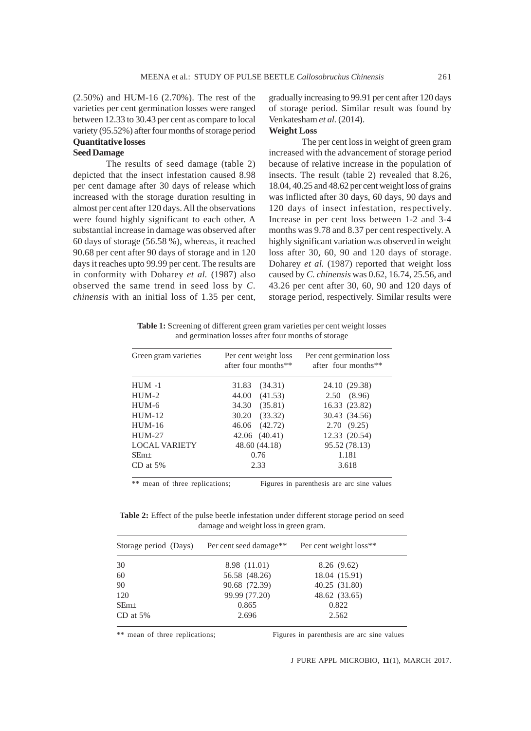(2.50%) and HUM-16 (2.70%). The rest of the varieties per cent germination losses were ranged between 12.33 to 30.43 per cent as compare to local variety (95.52%) after four months of storage period

**Quantitative losses**

**Seed Damage**

The results of seed damage (table 2) depicted that the insect infestation caused 8.98 per cent damage after 30 days of release which increased with the storage duration resulting in almost per cent after 120 days. All the observations were found highly significant to each other. A substantial increase in damage was observed after 60 days of storage (56.58 %), whereas, it reached 90.68 per cent after 90 days of storage and in 120 days it reaches upto 99.99 per cent. The results are in conformity with Doharey *et al.* (1987) also observed the same trend in seed loss by *C. chinensis* with an initial loss of 1.35 per cent, gradually increasing to 99.91 per cent after 120 days of storage period. Similar result was found by Venkatesham *et al.* (2014).

**Weight Loss**

The per cent loss in weight of green gram increased with the advancement of storage period because of relative increase in the population of insects. The result (table 2) revealed that 8.26, 18.04, 40.25 and 48.62 per cent weight loss of grains was inflicted after 30 days, 60 days, 90 days and 120 days of insect infestation, respectively. Increase in per cent loss between 1-2 and 3-4 months was 9.78 and 8.37 per cent respectively. A highly significant variation was observed in weight loss after 30, 60, 90 and 120 days of storage. Doharey *et al.* (1987) reported that weight loss caused by *C. chinensis* was 0.62, 16.74, 25.56, and 43.26 per cent after 30, 60, 90 and 120 days of storage period, respectively. Similar results were

**Table 1:** Screening of different green gram varieties per cent weight losses and germination losses after four months of storage

| Green gram varieties | Per cent weight loss after four months** | Per cent germination loss after four months** |
|---|---|---|
| HUM -1 | 31.83 (34.31) | 24.10 (29.38) |
| HUM-2 | 44.00 (41.53) | 2.50 (8.96) |
| HUM-6 | 34.30 (35.81) | 16.33 (23.82) |
| HUM-12 | 30.20 (33.32) | 30.43 (34.56) |
| HUM-16 | 46.06 (42.72) | 2.70 (9.25) |
| HUM-27 | 42.06 (40.41) | 12.33 (20.54) |
| LOCAL VARIETY | 48.60 (44.18) | 95.52 (78.13) |
| SEm± | 0.76 | 1.181 |
| CD at 5% | 2.33 | 3.618 |

** mean of three replications; Figures in parenthesis are arc sine values

**Table 2:** Effect of the pulse beetle infestation under different storage period on seed damage and weight loss in green gram.

| Storage period (Days) | Per cent seed damage** | Per cent weight loss** |
|---|---|---|
| 30 | 8.98 (11.01) | 8.26 (9.62) |
| 60 | 56.58 (48.26) | 18.04 (15.91) |
| 90 | 90.68 (72.39) | 40.25 (31.80) |
| 120 | 99.99 (77.20) | 48.62 (33.65) |
| SEm± | 0.865 | 0.822 |
| CD at 5% | 2.696 | 2.562 |

** mean of three replications; Figures in parenthesis are arc sine values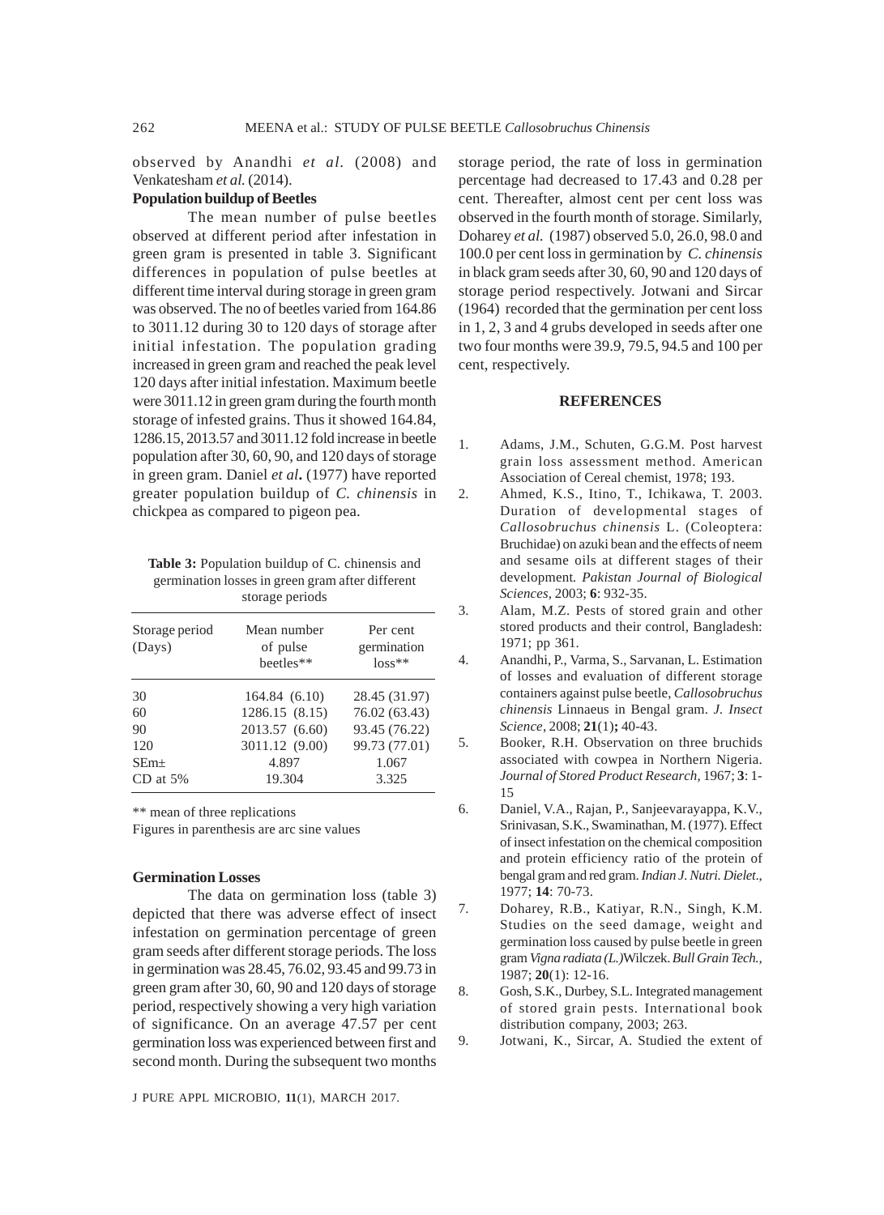observed by Anandhi *et al.* (2008) and Venkatesham *et al.* (2014).

**Population buildup of Beetles**

The mean number of pulse beetles observed at different period after infestation in green gram is presented in table 3. Significant differences in population of pulse beetles at different time interval during storage in green gram was observed. The no of beetles varied from 164.86 to 3011.12 during 30 to 120 days of storage after initial infestation. The population grading increased in green gram and reached the peak level 120 days after initial infestation. Maximum beetle were 3011.12 in green gram during the fourth month storage of infested grains. Thus it showed 164.84, 1286.15, 2013.57 and 3011.12 fold increase in beetle population after 30, 60, 90, and 120 days of storage in green gram. Daniel *et al***.** (1977) have reported greater population buildup of *C. chinensis* in chickpea as compared to pigeon pea.

**Table 3:** Population buildup of C. chinensis and germination losses in green gram after different storage periods

| Storage period (Days) | Mean number of pulse beetles** | Per cent germination loss** |
|---|---|---|
| 30 | 164.84 (6.10) | 28.45 (31.97) |
| 60 | 1286.15 (8.15) | 76.02 (63.43) |
| 90 | 2013.57 (6.60) | 93.45 (76.22) |
| 120 | 3011.12 (9.00) | 99.73 (77.01) |
| SEm± | 4.897 | 1.067 |
| CD at 5% | 19.304 | 3.325 |

** mean of three replications

Figures in parenthesis are arc sine values

**Germination Losses**

The data on germination loss (table 3) depicted that there was adverse effect of insect infestation on germination percentage of green gram seeds after different storage periods. The loss in germination was 28.45, 76.02, 93.45 and 99.73 in green gram after 30, 60, 90 and 120 days of storage period, respectively showing a very high variation of significance. On an average 47.57 per cent germination loss was experienced between first and second month. During the subsequent two months storage period, the rate of loss in germination percentage had decreased to 17.43 and 0.28 per cent. Thereafter, almost cent per cent loss was observed in the fourth month of storage. Similarly, Doharey *et al.* (1987) observed 5.0, 26.0, 98.0 and 100.0 per cent loss in germination by *C. chinensis* in black gram seeds after 30, 60, 90 and 120 days of storage period respectively. Jotwani and Sircar (1964) recorded that the germination per cent loss in 1, 2, 3 and 4 grubs developed in seeds after one two four months were 39.9, 79.5, 94.5 and 100 per cent, respectively.

## REFERENCES

1. Adams, J.M., Schuten, G.G.M. Post harvest grain loss assessment method. American Association of Cereal chemist, 1978; 193.
2. Ahmed, K.S., Itino, T., Ichikawa, T. 2003. Duration of developmental stages of *Callosobruchus chinensis* L. (Coleoptera: Bruchidae) on azuki bean and the effects of neem and sesame oils at different stages of their development. *Pakistan Journal of Biological Sciences,* 2003; **6**: 932-35.
3. Alam, M.Z. Pests of stored grain and other stored products and their control, Bangladesh: 1971; pp 361.
4. Anandhi, P., Varma, S., Sarvanan, L. Estimation of losses and evaluation of different storage containers against pulse beetle, *Callosobruchus chinensis* Linnaeus in Bengal gram. *J. Insect Science,* 2008; **21**(1)**;** 40-43.
5. Booker, R.H. Observation on three bruchids associated with cowpea in Northern Nigeria. *Journal of Stored Product Research,* 1967; **3**: 1-15
6. Daniel, V.A., Rajan, P., Sanjeevarayappa, K.V., Srinivasan, S.K., Swaminathan, M. (1977). Effect of insect infestation on the chemical composition and protein efficiency ratio of the protein of bengal gram and red gram. *Indian J. Nutri. Dielet.,* 1977; **14**: 70-73.
7. Doharey, R.B., Katiyar, R.N., Singh, K.M. Studies on the seed damage, weight and germination loss caused by pulse beetle in green gram *Vigna radiata (L.)*Wilczek. *Bull Grain Tech.,* 1987; **20**(1): 12-16.
8. Gosh, S.K., Durbey, S.L. Integrated management of stored grain pests. International book distribution company, 2003; 263.
9. Jotwani, K., Sircar, A. Studied the extent of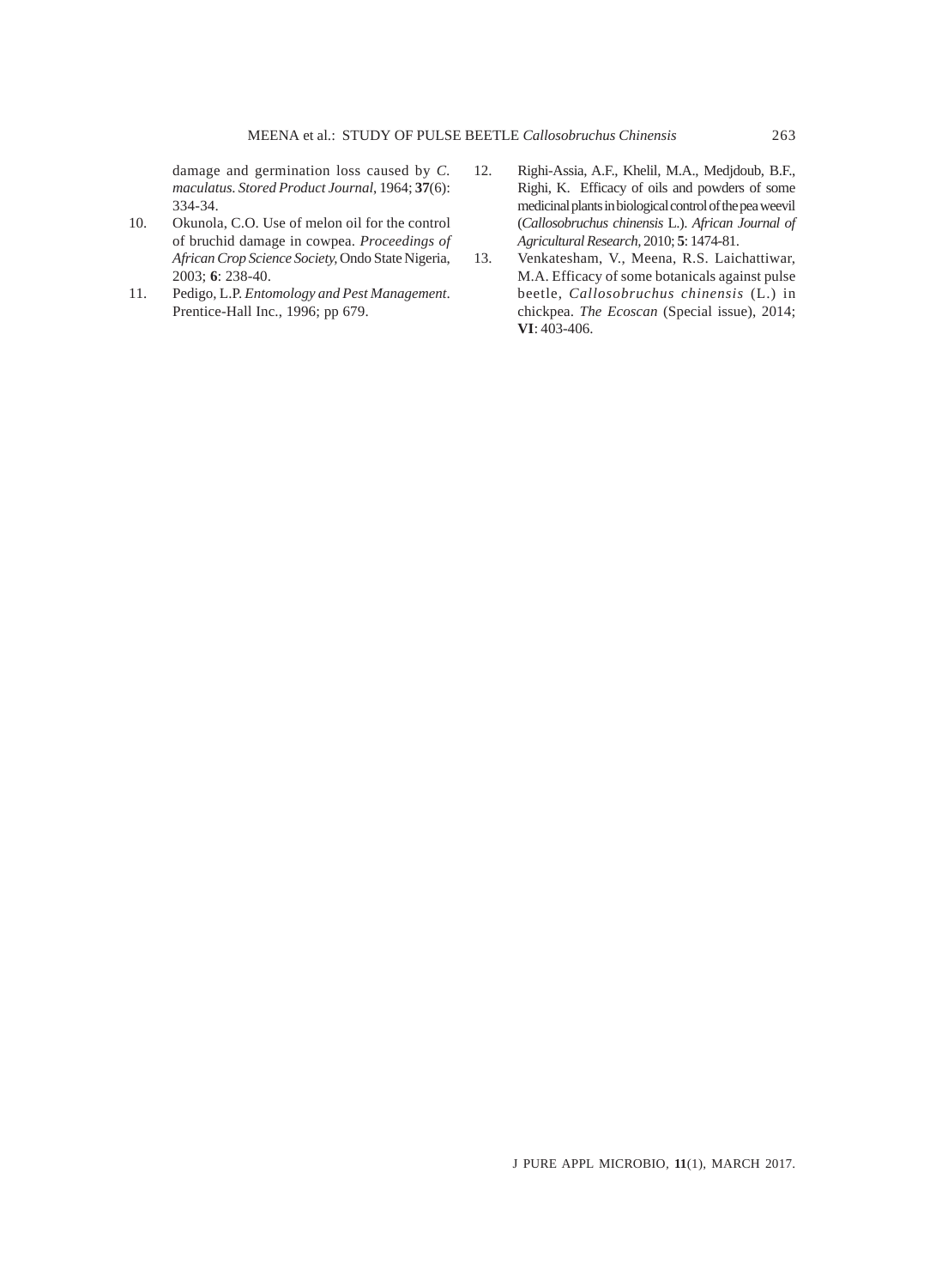damage and germination loss caused by *C. maculatus*. *Stored Product Journal*, 1964; **37**(6): 334-34.

10. Okunola, C.O. Use of melon oil for the control of bruchid damage in cowpea. *Proceedings of African Crop Science Society,* Ondo State Nigeria, 2003; **6**: 238-40.
11. Pedigo, L.P. *Entomology and Pest Management*. Prentice-Hall Inc., 1996; pp 679.
12. Righi-Assia, A.F., Khelil, M.A., Medjdoub, B.F., Righi, K. Efficacy of oils and powders of some medicinal plants in biological control of the pea weevil (*Callosobruchus chinensis* L.). *African Journal of Agricultural Research,* 2010; **5**: 1474-81.
13. Venkatesham, V., Meena, R.S. Laichattiwar, M.A. Efficacy of some botanicals against pulse beetle, *Callosobruchus chinensis* (L.) in chickpea. *The Ecoscan* (Special issue), 2014; **VI**: 403-406.